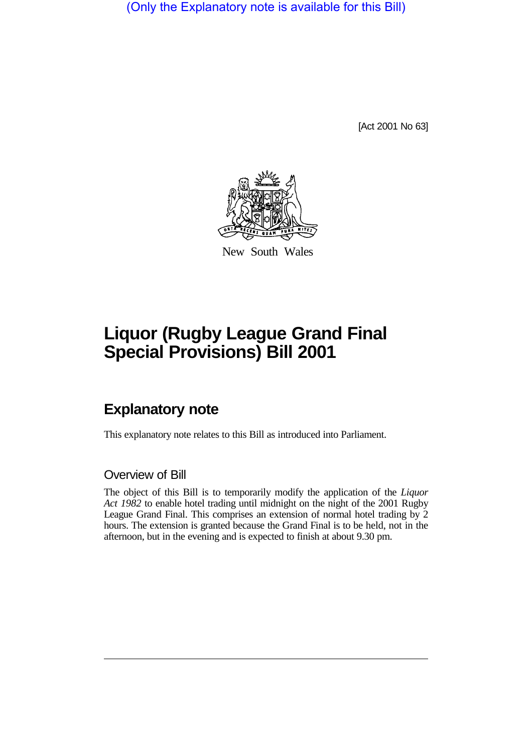(Only the Explanatory note is available for this Bill)

[Act 2001 No 63]

New South Wales

# Liquor (Rugby League Grand Final Special Provisions) Bill 2001

## Explanatory note

This explanatory note relates to this Bill as introduced into Parliament.

### Overview of Bill

The object of this Bill is to temporarily modify the application of the *Liquor Act 1982* to enable hotel trading until midnight on the night of the 2001 Rugby League Grand Final. This comprises an extension of normal hotel trading by 2 hours. The extension is granted because the Grand Final is to be held, not in the afternoon, but in the evening and is expected to finish at about 9.30 pm.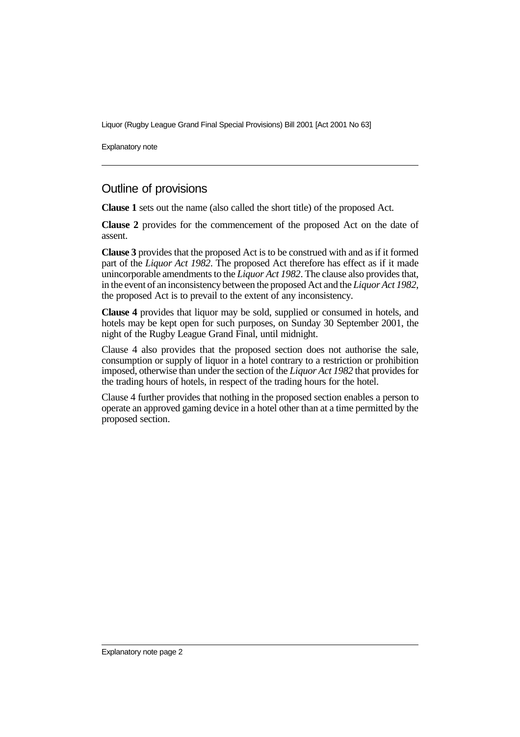## Outline of provisions

**Clause 1** sets out the name (also called the short title) of the proposed Act.

**Clause 2** provides for the commencement of the proposed Act on the date of assent.

**Clause 3** provides that the proposed Act is to be construed with and as if it formed part of the *Liquor Act 1982*. The proposed Act therefore has effect as if it made unincorporable amendments to the *Liquor Act 1982*. The clause also provides that, in the event of an inconsistency between the proposed Act and the *Liquor Act 1982*, the proposed Act is to prevail to the extent of any inconsistency.

**Clause 4** provides that liquor may be sold, supplied or consumed in hotels, and hotels may be kept open for such purposes, on Sunday 30 September 2001, the night of the Rugby League Grand Final, until midnight.

Clause 4 also provides that the proposed section does not authorise the sale, consumption or supply of liquor in a hotel contrary to a restriction or prohibition imposed, otherwise than under the section of the *Liquor Act 1982* that provides for the trading hours of hotels, in respect of the trading hours for the hotel.

Clause 4 further provides that nothing in the proposed section enables a person to operate an approved gaming device in a hotel other than at a time permitted by the proposed section.